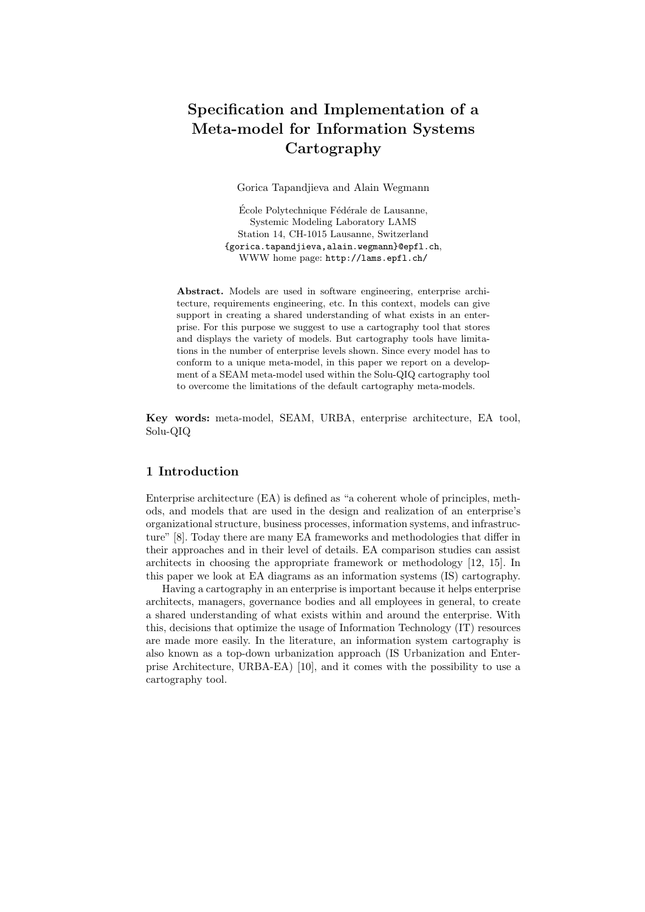# Specification and Implementation of a Meta-model for Information Systems Cartography

Gorica Tapandjieva and Alain Wegmann

École Polytechnique Fédérale de Lausanne,
Systemic Modeling Laboratory LAMS
Station 14, CH-1015 Lausanne, Switzerland
{gorica.tapandjieva,alain.wegmann}@epfl.ch,
WWW home page: http://lams.epfl.ch/

**Abstract.** Models are used in software engineering, enterprise architecture, requirements engineering, etc. In this context, models can give support in creating a shared understanding of what exists in an enterprise. For this purpose we suggest to use a cartography tool that stores and displays the variety of models. But cartography tools have limitations in the number of enterprise levels shown. Since every model has to conform to a unique meta-model, in this paper we report on a development of a SEAM meta-model used within the Solu-QIQ cartography tool to overcome the limitations of the default cartography meta-models.

**Key words:** meta-model, SEAM, URBA, enterprise architecture, EA tool, Solu-QIQ

## 1 Introduction

Enterprise architecture (EA) is defined as "a coherent whole of principles, methods, and models that are used in the design and realization of an enterprise's organizational structure, business processes, information systems, and infrastructure" [8]. Today there are many EA frameworks and methodologies that differ in their approaches and in their level of details. EA comparison studies can assist architects in choosing the appropriate framework or methodology [12, 15]. In this paper we look at EA diagrams as an information systems (IS) cartography.

Having a cartography in an enterprise is important because it helps enterprise architects, managers, governance bodies and all employees in general, to create a shared understanding of what exists within and around the enterprise. With this, decisions that optimize the usage of Information Technology (IT) resources are made more easily. In the literature, an information system cartography is also known as a top-down urbanization approach (IS Urbanization and Enterprise Architecture, URBA-EA) [10], and it comes with the possibility to use a cartography tool.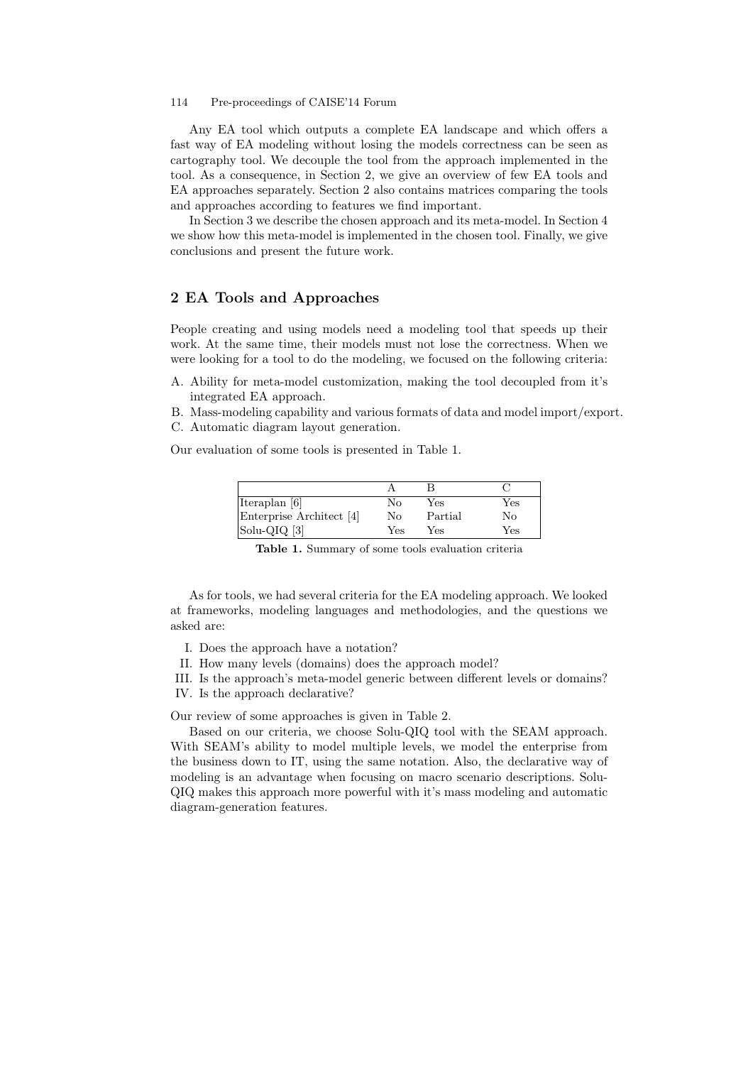Any EA tool which outputs a complete EA landscape and which offers a fast way of EA modeling without losing the models correctness can be seen as cartography tool. We decouple the tool from the approach implemented in the tool. As a consequence, in Section 2, we give an overview of few EA tools and EA approaches separately. Section 2 also contains matrices comparing the tools and approaches according to features we find important.

In Section 3 we describe the chosen approach and its meta-model. In Section 4 we show how this meta-model is implemented in the chosen tool. Finally, we give conclusions and present the future work.

## 2 EA Tools and Approaches

People creating and using models need a modeling tool that speeds up their work. At the same time, their models must not lose the correctness. When we were looking for a tool to do the modeling, we focused on the following criteria:

A. Ability for meta-model customization, making the tool decoupled from it's integrated EA approach.
B. Mass-modeling capability and various formats of data and model import/export.
C. Automatic diagram layout generation.

Our evaluation of some tools is presented in Table 1.

| | A | B | C |
|---|---|---|---|
| Iteraplan [6] | No | Yes | Yes |
| Enterprise Architect [4] | No | Partial | No |
| Solu-QIQ [3] | Yes | Yes | Yes |

**Table 1.** Summary of some tools evaluation criteria

As for tools, we had several criteria for the EA modeling approach. We looked at frameworks, modeling languages and methodologies, and the questions we asked are:

I. Does the approach have a notation?
II. How many levels (domains) does the approach model?
III. Is the approach's meta-model generic between different levels or domains?
IV. Is the approach declarative?

Our review of some approaches is given in Table 2.

Based on our criteria, we choose Solu-QIQ tool with the SEAM approach. With SEAM's ability to model multiple levels, we model the enterprise from the business down to IT, using the same notation. Also, the declarative way of modeling is an advantage when focusing on macro scenario descriptions. Solu-QIQ makes this approach more powerful with it's mass modeling and automatic diagram-generation features.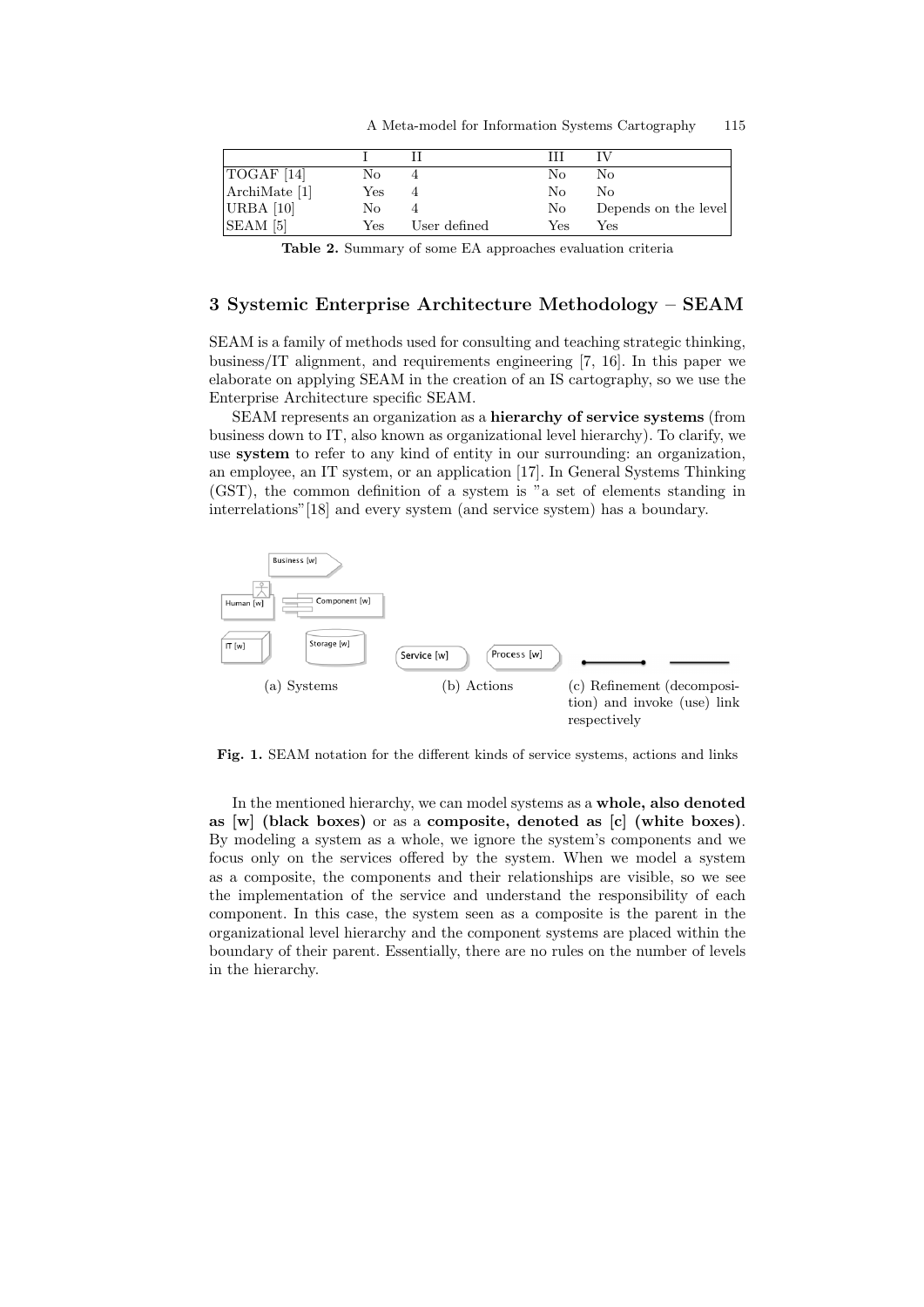| | I | II | III | IV |
|---|---|---|---|---|
| TOGAF [14] | No | 4 | No | No |
| ArchiMate [1] | Yes | 4 | No | No |
| URBA [10] | No | 4 | No | Depends on the level |
| SEAM [5] | Yes | User defined | Yes | Yes |

**Table 2.** Summary of some EA approaches evaluation criteria

## 3 Systemic Enterprise Architecture Methodology – SEAM

SEAM is a family of methods used for consulting and teaching strategic thinking, business/IT alignment, and requirements engineering [7, 16]. In this paper we elaborate on applying SEAM in the creation of an IS cartography, so we use the Enterprise Architecture specific SEAM.

SEAM represents an organization as a **hierarchy of service systems** (from business down to IT, also known as organizational level hierarchy). To clarify, we use **system** to refer to any kind of entity in our surrounding: an organization, an employee, an IT system, or an application [17]. In General Systems Thinking (GST), the common definition of a system is "a set of elements standing in interrelations"[18] and every system (and service system) has a boundary.

(a) Systems (b) Actions (c) Refinement (decomposition) and invoke (use) link respectively

**Fig. 1.** SEAM notation for the different kinds of service systems, actions and links

In the mentioned hierarchy, we can model systems as a **whole, also denoted as [w] (black boxes)** or as a **composite, denoted as [c] (white boxes)**. By modeling a system as a whole, we ignore the system's components and we focus only on the services offered by the system. When we model a system as a composite, the components and their relationships are visible, so we see the implementation of the service and understand the responsibility of each component. In this case, the system seen as a composite is the parent in the organizational level hierarchy and the component systems are placed within the boundary of their parent. Essentially, there are no rules on the number of levels in the hierarchy.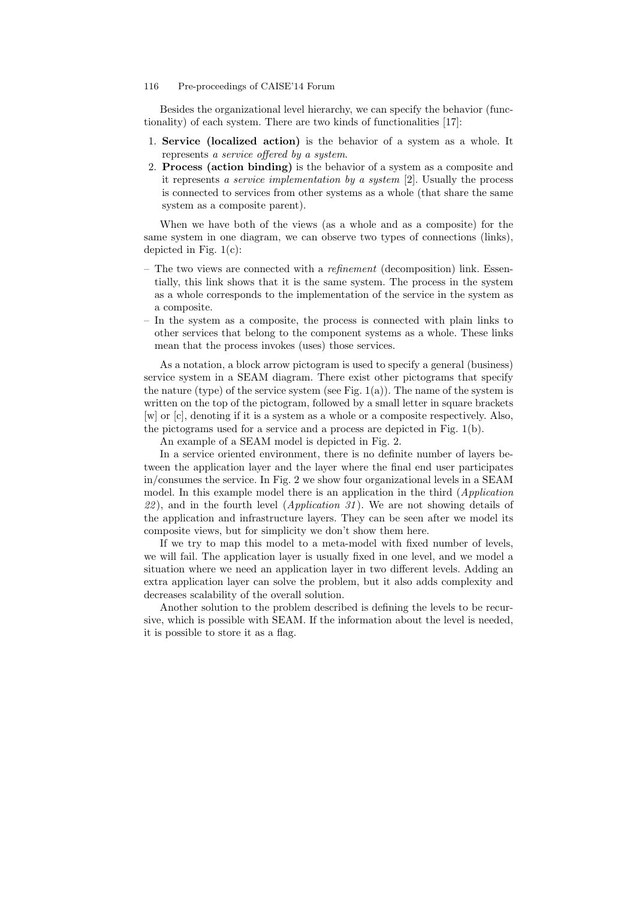Besides the organizational level hierarchy, we can specify the behavior (functionality) of each system. There are two kinds of functionalities [17]:

1. **Service (localized action)** is the behavior of a system as a whole. It represents *a service offered by a system*.
2. **Process (action binding)** is the behavior of a system as a composite and it represents *a service implementation by a system* [2]. Usually the process is connected to services from other systems as a whole (that share the same system as a composite parent).

When we have both of the views (as a whole and as a composite) for the same system in one diagram, we can observe two types of connections (links), depicted in Fig. 1(c):

- The two views are connected with a *refinement* (decomposition) link. Essentially, this link shows that it is the same system. The process in the system as a whole corresponds to the implementation of the service in the system as a composite.
- In the system as a composite, the process is connected with plain links to other services that belong to the component systems as a whole. These links mean that the process invokes (uses) those services.

As a notation, a block arrow pictogram is used to specify a general (business) service system in a SEAM diagram. There exist other pictograms that specify the nature (type) of the service system (see Fig. 1(a)). The name of the system is written on the top of the pictogram, followed by a small letter in square brackets [w] or [c], denoting if it is a system as a whole or a composite respectively. Also, the pictograms used for a service and a process are depicted in Fig. 1(b).

An example of a SEAM model is depicted in Fig. 2.

In a service oriented environment, there is no definite number of layers between the application layer and the layer where the final end user participates in/consumes the service. In Fig. 2 we show four organizational levels in a SEAM model. In this example model there is an application in the third (*Application 22*), and in the fourth level (*Application 31*). We are not showing details of the application and infrastructure layers. They can be seen after we model its composite views, but for simplicity we don't show them here.

If we try to map this model to a meta-model with fixed number of levels, we will fail. The application layer is usually fixed in one level, and we model a situation where we need an application layer in two different levels. Adding an extra application layer can solve the problem, but it also adds complexity and decreases scalability of the overall solution.

Another solution to the problem described is defining the levels to be recursive, which is possible with SEAM. If the information about the level is needed, it is possible to store it as a flag.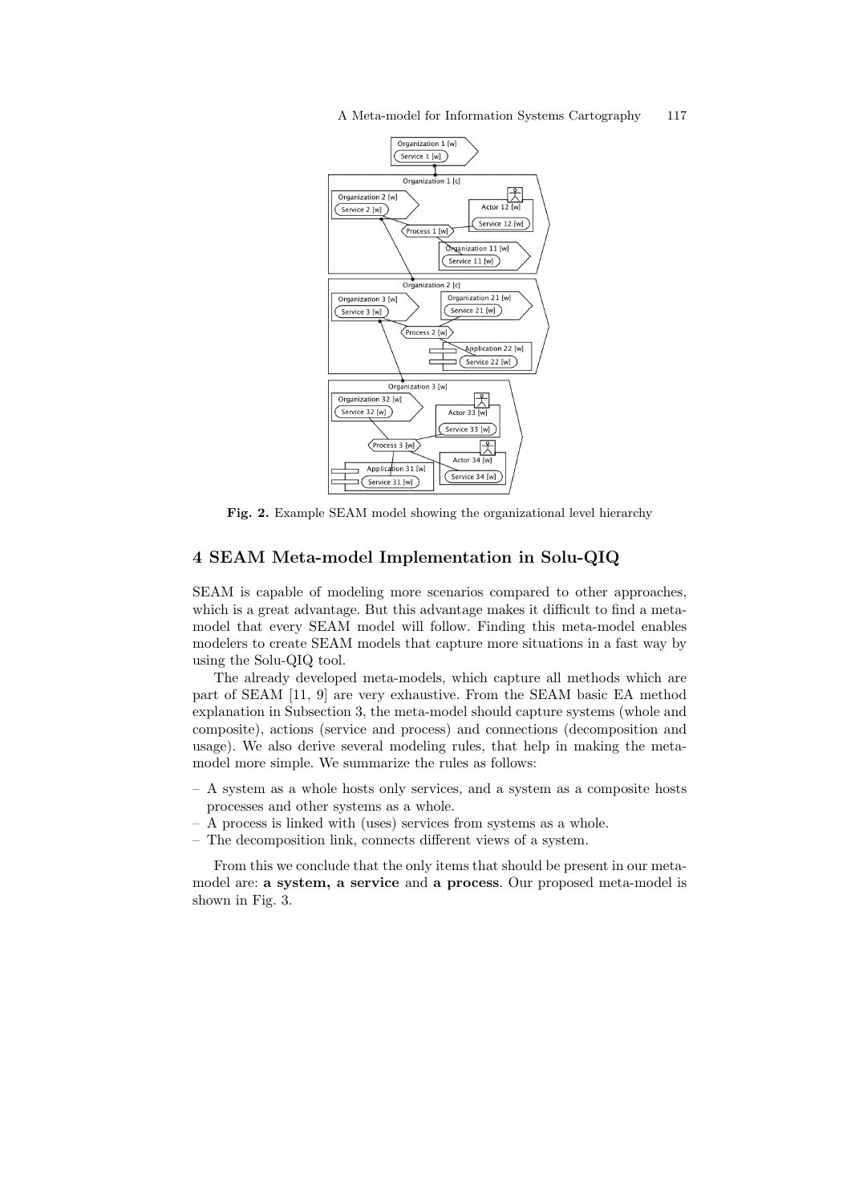Fig. 2. Example SEAM model showing the organizational level hierarchy

## 4 SEAM Meta-model Implementation in Solu-QIQ

SEAM is capable of modeling more scenarios compared to other approaches, which is a great advantage. But this advantage makes it difficult to find a meta-model that every SEAM model will follow. Finding this meta-model enables modelers to create SEAM models that capture more situations in a fast way by using the Solu-QIQ tool.

The already developed meta-models, which capture all methods which are part of SEAM [11, 9] are very exhaustive. From the SEAM basic EA method explanation in Subsection 3, the meta-model should capture systems (whole and composite), actions (service and process) and connections (decomposition and usage). We also derive several modeling rules, that help in making the meta-model more simple. We summarize the rules as follows:

- A system as a whole hosts only services, and a system as a composite hosts processes and other systems as a whole.
- A process is linked with (uses) services from systems as a whole.
- The decomposition link, connects different views of a system.

From this we conclude that the only items that should be present in our meta-model are: **a system, a service** and **a process**. Our proposed meta-model is shown in Fig. 3.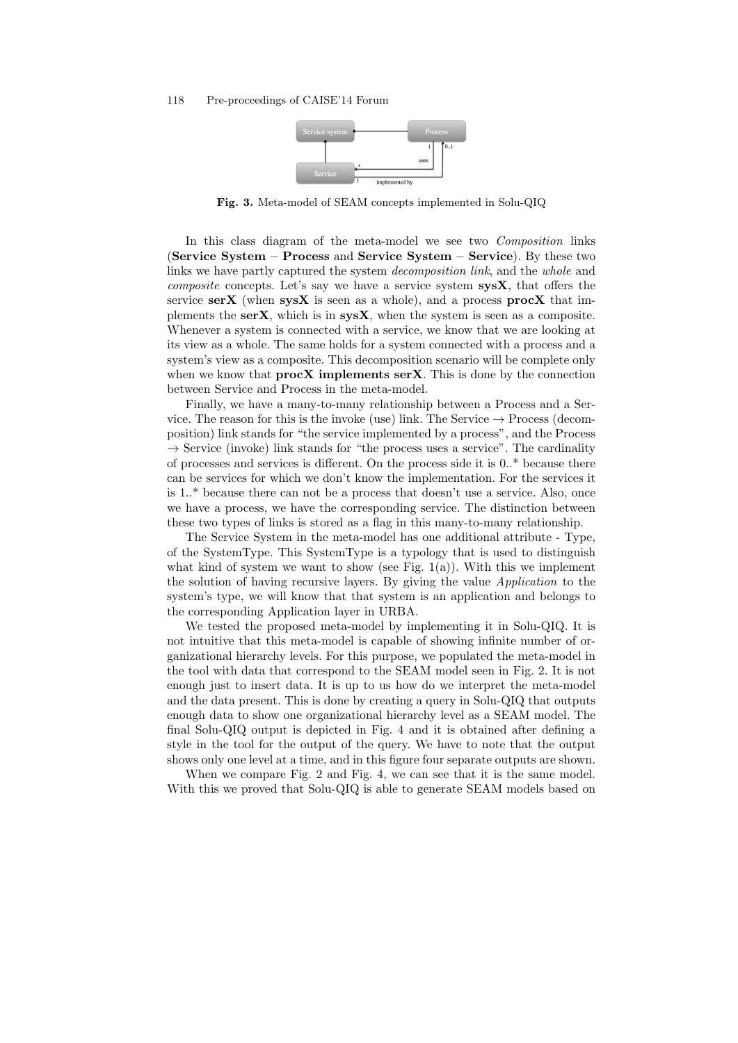**Fig. 3.** Meta-model of SEAM concepts implemented in Solu-QIQ

In this class diagram of the meta-model we see two *Composition* links (**Service System – Process** and **Service System – Service**). By these two links we have partly captured the system *decomposition link*, and the *whole* and *composite* concepts. Let's say we have a service system **sysX**, that offers the service **serX** (when **sysX** is seen as a whole), and a process **procX** that implements the **serX**, which is in **sysX**, when the system is seen as a composite. Whenever a system is connected with a service, we know that we are looking at its view as a whole. The same holds for a system connected with a process and a system's view as a composite. This decomposition scenario will be complete only when we know that **procX implements serX**. This is done by the connection between Service and Process in the meta-model.

Finally, we have a many-to-many relationship between a Process and a Service. The reason for this is the invoke (use) link. The Service → Process (decomposition) link stands for "the service implemented by a process", and the Process → Service (invoke) link stands for "the process uses a service". The cardinality of processes and services is different. On the process side it is 0..* because there can be services for which we don't know the implementation. For the services it is 1..* because there can not be a process that doesn't use a service. Also, once we have a process, we have the corresponding service. The distinction between these two types of links is stored as a flag in this many-to-many relationship.

The Service System in the meta-model has one additional attribute - Type, of the SystemType. This SystemType is a typology that is used to distinguish what kind of system we want to show (see Fig. 1(a)). With this we implement the solution of having recursive layers. By giving the value *Application* to the system's type, we will know that that system is an application and belongs to the corresponding Application layer in URBA.

We tested the proposed meta-model by implementing it in Solu-QIQ. It is not intuitive that this meta-model is capable of showing infinite number of organizational hierarchy levels. For this purpose, we populated the meta-model in the tool with data that correspond to the SEAM model seen in Fig. 2. It is not enough just to insert data. It is up to us how do we interpret the meta-model and the data present. This is done by creating a query in Solu-QIQ that outputs enough data to show one organizational hierarchy level as a SEAM model. The final Solu-QIQ output is depicted in Fig. 4 and it is obtained after defining a style in the tool for the output of the query. We have to note that the output shows only one level at a time, and in this figure four separate outputs are shown.

When we compare Fig. 2 and Fig. 4, we can see that it is the same model. With this we proved that Solu-QIQ is able to generate SEAM models based on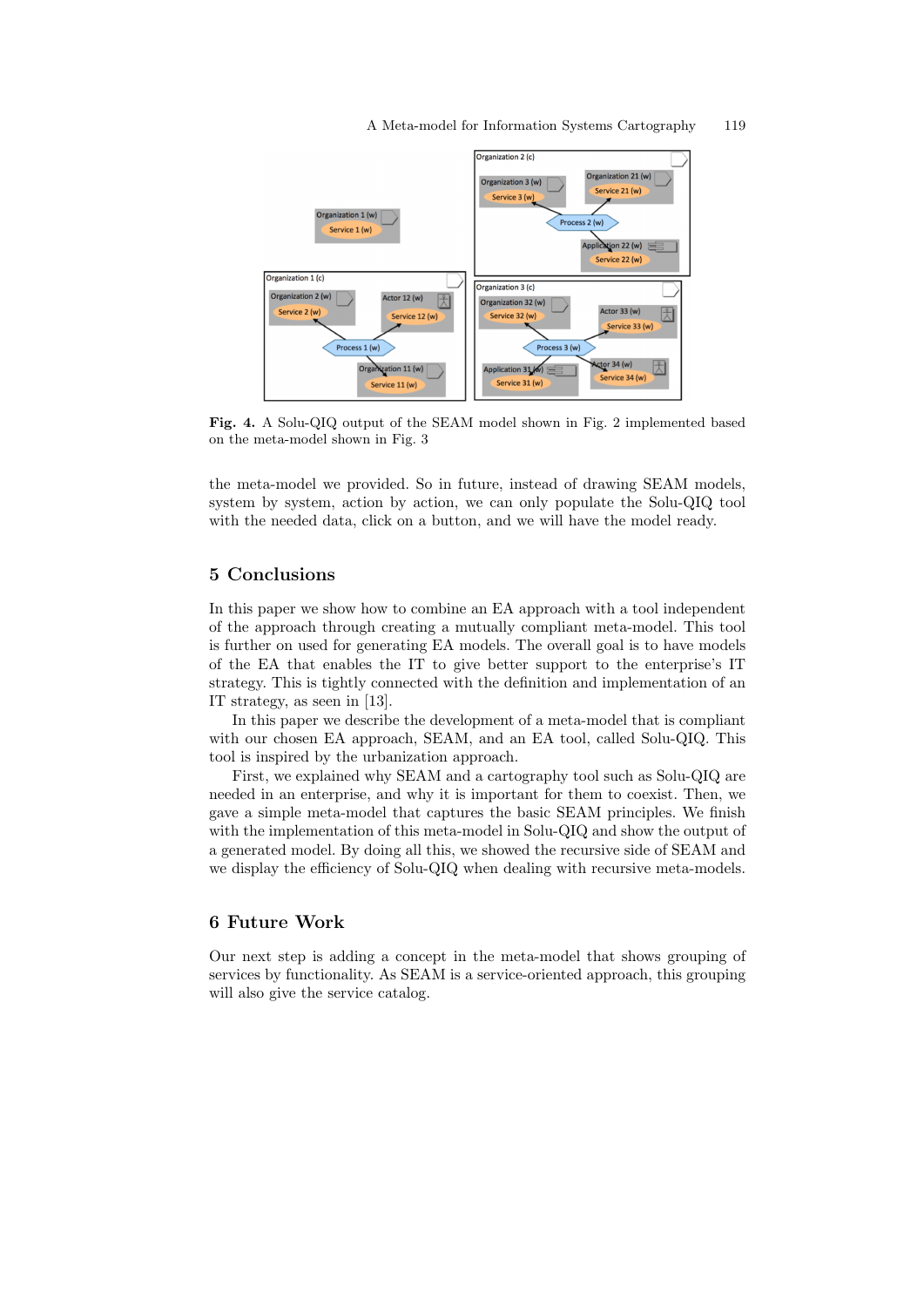Fig. 4. A Solu-QIQ output of the SEAM model shown in Fig. 2 implemented based on the meta-model shown in Fig. 3

the meta-model we provided. So in future, instead of drawing SEAM models, system by system, action by action, we can only populate the Solu-QIQ tool with the needed data, click on a button, and we will have the model ready.

## 5 Conclusions

In this paper we show how to combine an EA approach with a tool independent of the approach through creating a mutually compliant meta-model. This tool is further on used for generating EA models. The overall goal is to have models of the EA that enables the IT to give better support to the enterprise's IT strategy. This is tightly connected with the definition and implementation of an IT strategy, as seen in [13].

In this paper we describe the development of a meta-model that is compliant with our chosen EA approach, SEAM, and an EA tool, called Solu-QIQ. This tool is inspired by the urbanization approach.

First, we explained why SEAM and a cartography tool such as Solu-QIQ are needed in an enterprise, and why it is important for them to coexist. Then, we gave a simple meta-model that captures the basic SEAM principles. We finish with the implementation of this meta-model in Solu-QIQ and show the output of a generated model. By doing all this, we showed the recursive side of SEAM and we display the efficiency of Solu-QIQ when dealing with recursive meta-models.

## 6 Future Work

Our next step is adding a concept in the meta-model that shows grouping of services by functionality. As SEAM is a service-oriented approach, this grouping will also give the service catalog.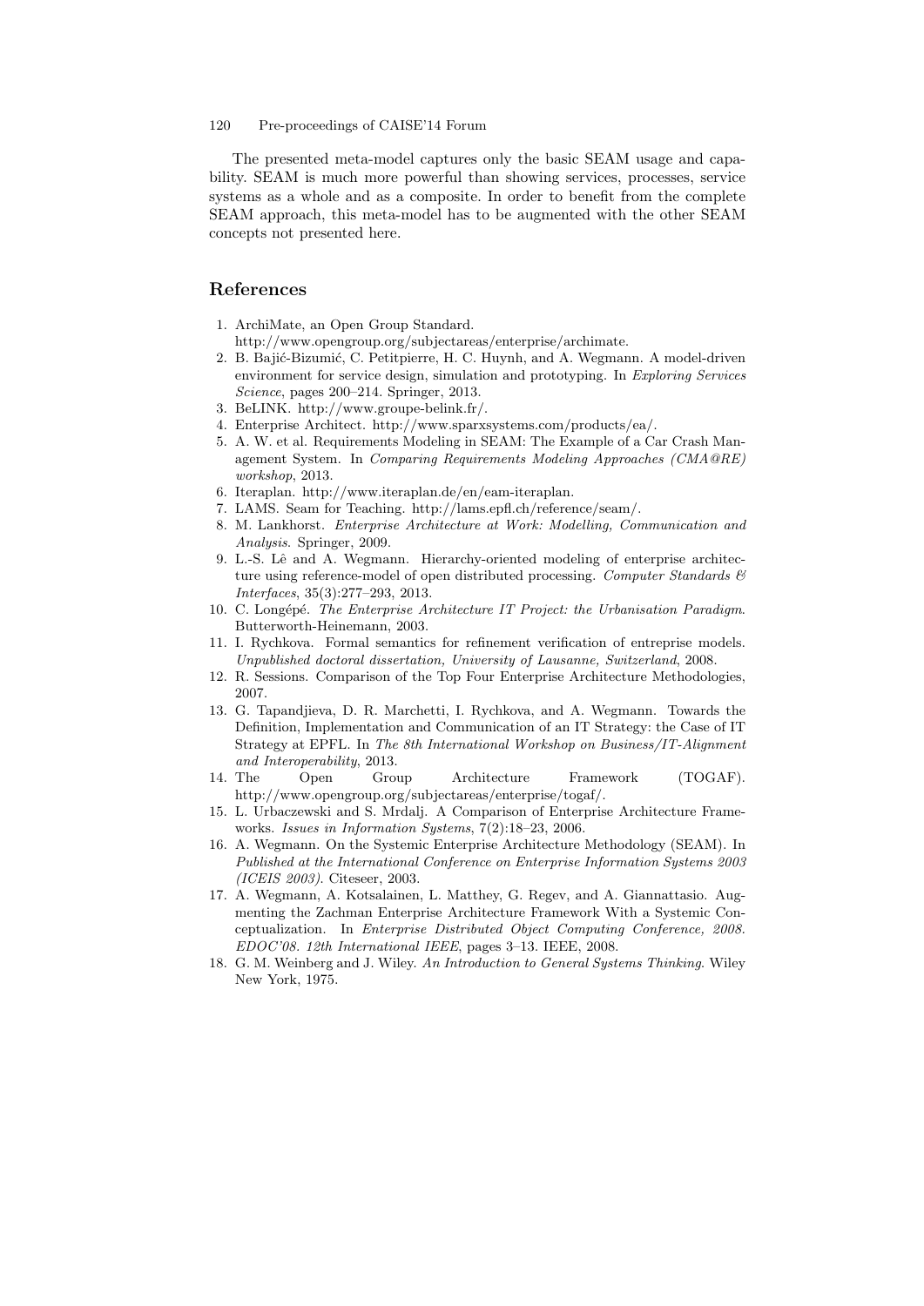The presented meta-model captures only the basic SEAM usage and capability. SEAM is much more powerful than showing services, processes, service systems as a whole and as a composite. In order to benefit from the complete SEAM approach, this meta-model has to be augmented with the other SEAM concepts not presented here.

## References

1. ArchiMate, an Open Group Standard. http://www.opengroup.org/subjectareas/enterprise/archimate.
2. B. Bajić-Bizumić, C. Petitpierre, H. C. Huynh, and A. Wegmann. A model-driven environment for service design, simulation and prototyping. In *Exploring Services Science*, pages 200–214. Springer, 2013.
3. BeLINK. http://www.groupe-belink.fr/.
4. Enterprise Architect. http://www.sparxsystems.com/products/ea/.
5. A. W. et al. Requirements Modeling in SEAM: The Example of a Car Crash Management System. In *Comparing Requirements Modeling Approaches (CMA@RE) workshop*, 2013.
6. Iteraplan. http://www.iteraplan.de/en/eam-iteraplan.
7. LAMS. Seam for Teaching. http://lams.epfl.ch/reference/seam/.
8. M. Lankhorst. *Enterprise Architecture at Work: Modelling, Communication and Analysis*. Springer, 2009.
9. L.-S. Lê and A. Wegmann. Hierarchy-oriented modeling of enterprise architecture using reference-model of open distributed processing. *Computer Standards & Interfaces*, 35(3):277–293, 2013.
10. C. Longépé. *The Enterprise Architecture IT Project: the Urbanisation Paradigm*. Butterworth-Heinemann, 2003.
11. I. Rychkova. Formal semantics for refinement verification of entreprise models. *Unpublished doctoral dissertation, University of Lausanne, Switzerland*, 2008.
12. R. Sessions. Comparison of the Top Four Enterprise Architecture Methodologies, 2007.
13. G. Tapandjieva, D. R. Marchetti, I. Rychkova, and A. Wegmann. Towards the Definition, Implementation and Communication of an IT Strategy: the Case of IT Strategy at EPFL. In *The 8th International Workshop on Business/IT-Alignment and Interoperability*, 2013.
14. The Open Group Architecture Framework (TOGAF). http://www.opengroup.org/subjectareas/enterprise/togaf/.
15. L. Urbaczewski and S. Mrdalj. A Comparison of Enterprise Architecture Frameworks. *Issues in Information Systems*, 7(2):18–23, 2006.
16. A. Wegmann. On the Systemic Enterprise Architecture Methodology (SEAM). In *Published at the International Conference on Enterprise Information Systems 2003 (ICEIS 2003)*. Citeseer, 2003.
17. A. Wegmann, A. Kotsalainen, L. Matthey, G. Regev, and A. Giannattasio. Augmenting the Zachman Enterprise Architecture Framework With a Systemic Conceptualization. In *Enterprise Distributed Object Computing Conference, 2008. EDOC'08. 12th International IEEE*, pages 3–13. IEEE, 2008.
18. G. M. Weinberg and J. Wiley. *An Introduction to General Systems Thinking*. Wiley New York, 1975.